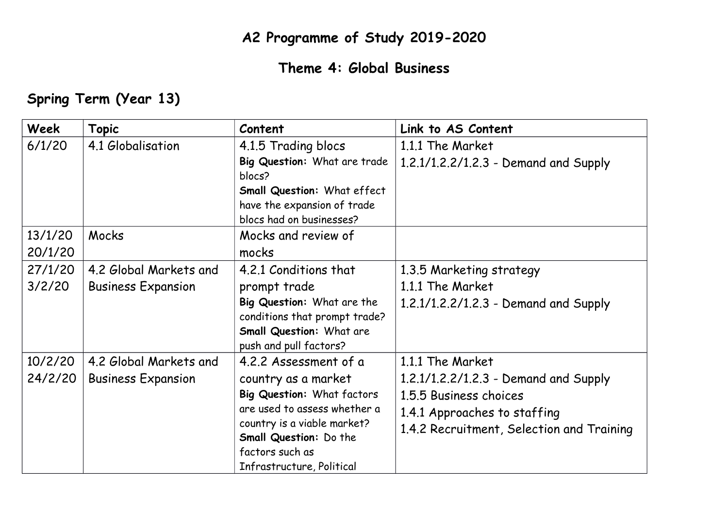# A2 Programme of Study 2019-2020

## Theme 4: Global Business

### Spring Term (Year 13)

| Week | Topic | Content | Link to AS Content |
|---|---|---|---|
| 6/1/20 | 4.1 Globalisation | 4.1.5 Trading blocs<br>**Big Question:** What are trade blocs?<br>**Small Question:** What effect have the expansion of trade blocs had on businesses? | 1.1.1 The Market<br>1.2.1/1.2.2/1.2.3 - Demand and Supply |
| 13/1/20<br>20/1/20 | Mocks | Mocks and review of mocks | |
| 27/1/20<br>3/2/20 | 4.2 Global Markets and Business Expansion | 4.2.1 Conditions that prompt trade<br>**Big Question:** What are the conditions that prompt trade?<br>**Small Question:** What are push and pull factors? | 1.3.5 Marketing strategy<br>1.1.1 The Market<br>1.2.1/1.2.2/1.2.3 - Demand and Supply |
| 10/2/20<br>24/2/20 | 4.2 Global Markets and Business Expansion | 4.2.2 Assessment of a country as a market<br>**Big Question:** What factors are used to assess whether a country is a viable market?<br>**Small Question:** Do the factors such as Infrastructure, Political | 1.1.1 The Market<br>1.2.1/1.2.2/1.2.3 - Demand and Supply<br>1.5.5 Business choices<br>1.4.1 Approaches to staffing<br>1.4.2 Recruitment, Selection and Training |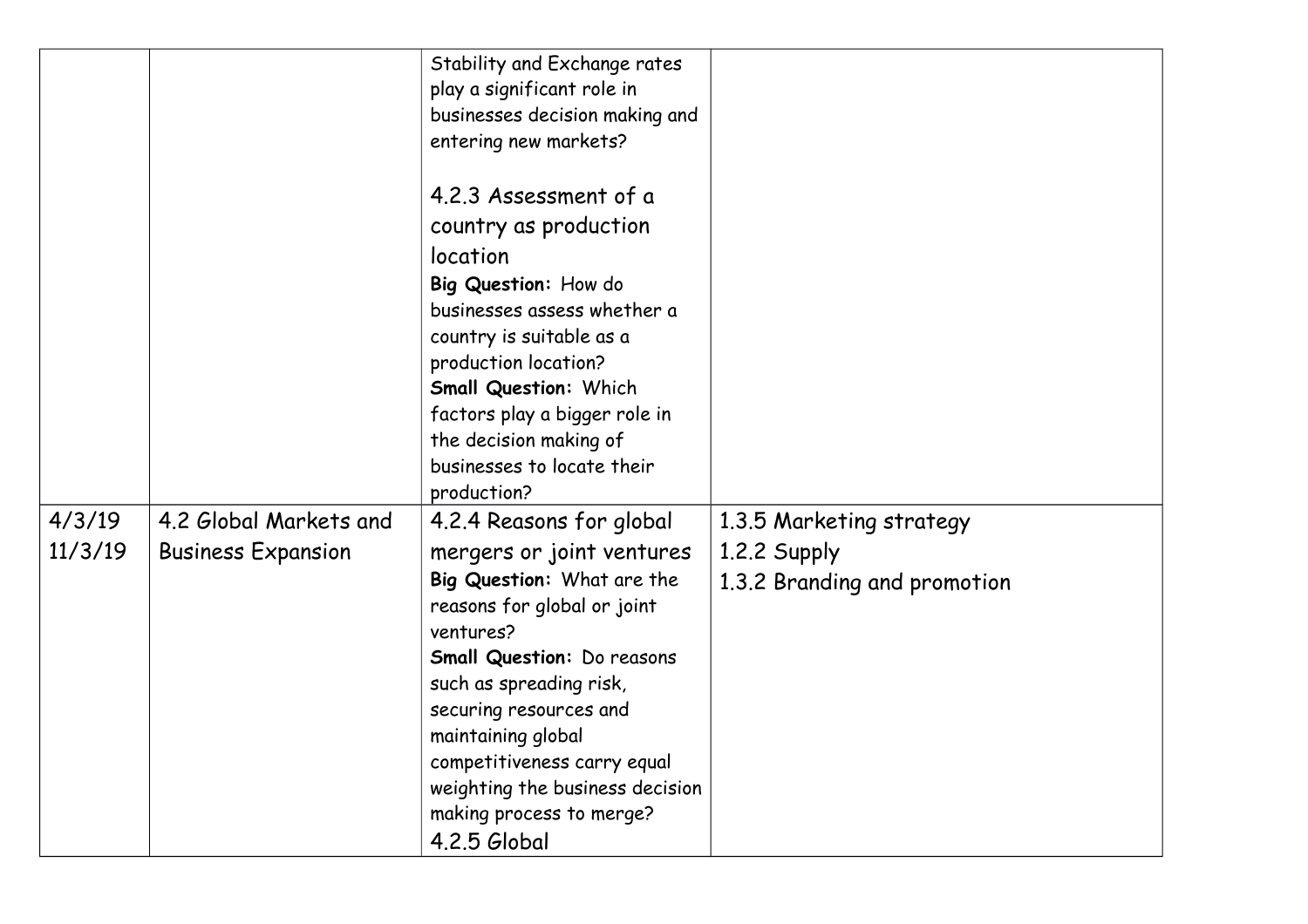| | | | |
|---|---|---|---|
| | | Stability and Exchange rates play a significant role in businesses decision making and entering new markets?<br><br>4.2.3 Assessment of a country as production location<br>**Big Question:** How do businesses assess whether a country is suitable as a production location?<br>**Small Question:** Which factors play a bigger role in the decision making of businesses to locate their production? | |
| 4/3/19<br>11/3/19 | 4.2 Global Markets and Business Expansion | 4.2.4 Reasons for global mergers or joint ventures<br>**Big Question:** What are the reasons for global or joint ventures?<br>**Small Question:** Do reasons such as spreading risk, securing resources and maintaining global competitiveness carry equal weighting the business decision making process to merge?<br>4.2.5 Global | 1.3.5 Marketing strategy<br>1.2.2 Supply<br>1.3.2 Branding and promotion |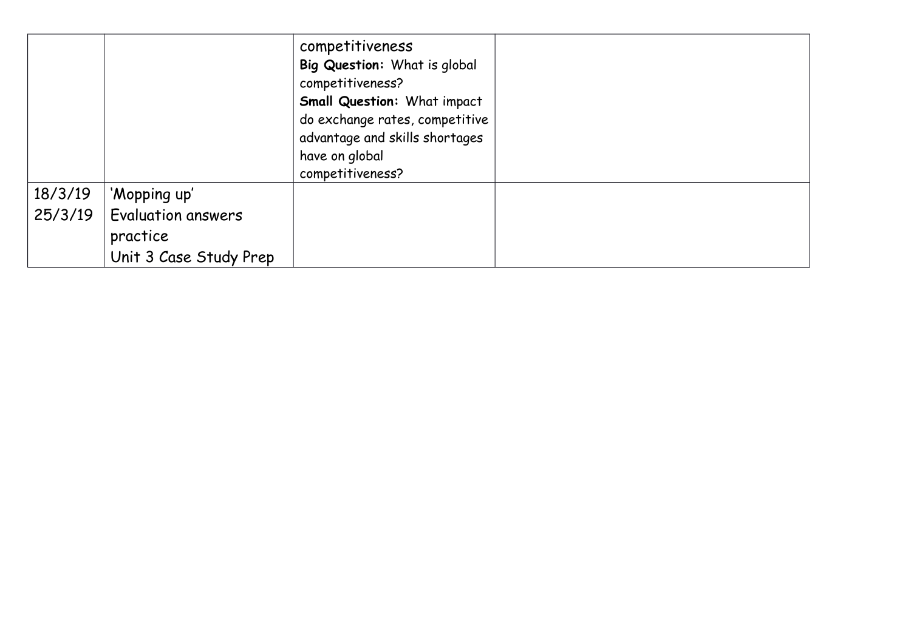| | | | |
|---|---|---|---|
| | | competitiveness<br>**Big Question:** What is global competitiveness?<br>**Small Question:** What impact do exchange rates, competitive advantage and skills shortages have on global competitiveness? | |
| 18/3/19<br>25/3/19 | 'Mopping up'<br>Evaluation answers practice<br>Unit 3 Case Study Prep | | |